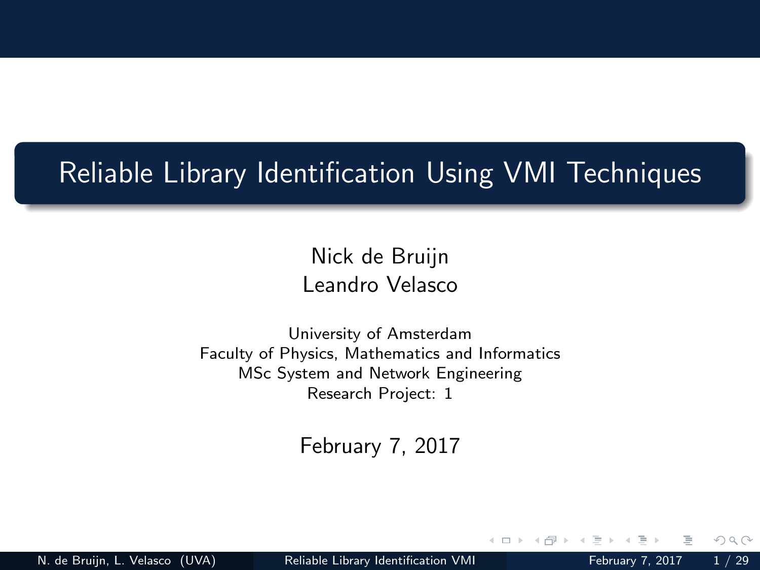# Reliable Library Identification Using VMI Techniques

Nick de Bruijn
Leandro Velasco

University of Amsterdam
Faculty of Physics, Mathematics and Informatics
MSc System and Network Engineering
Research Project: 1

February 7, 2017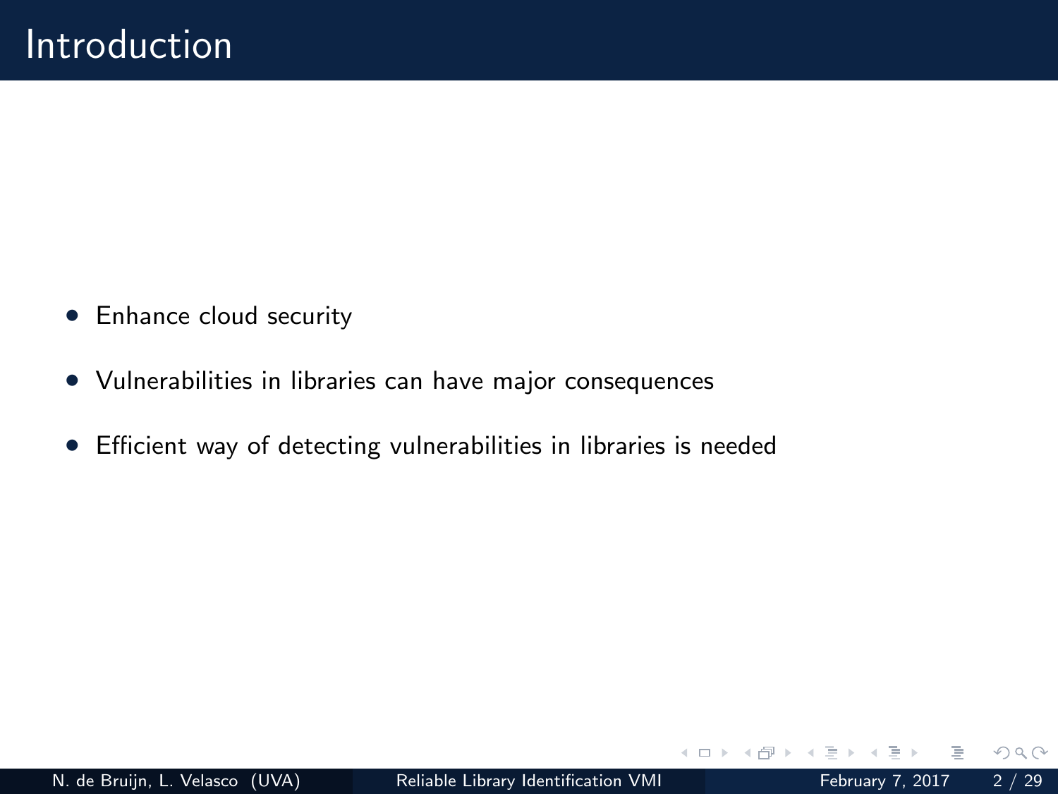# Introduction

- Enhance cloud security
- Vulnerabilities in libraries can have major consequences
- Efficient way of detecting vulnerabilities in libraries is needed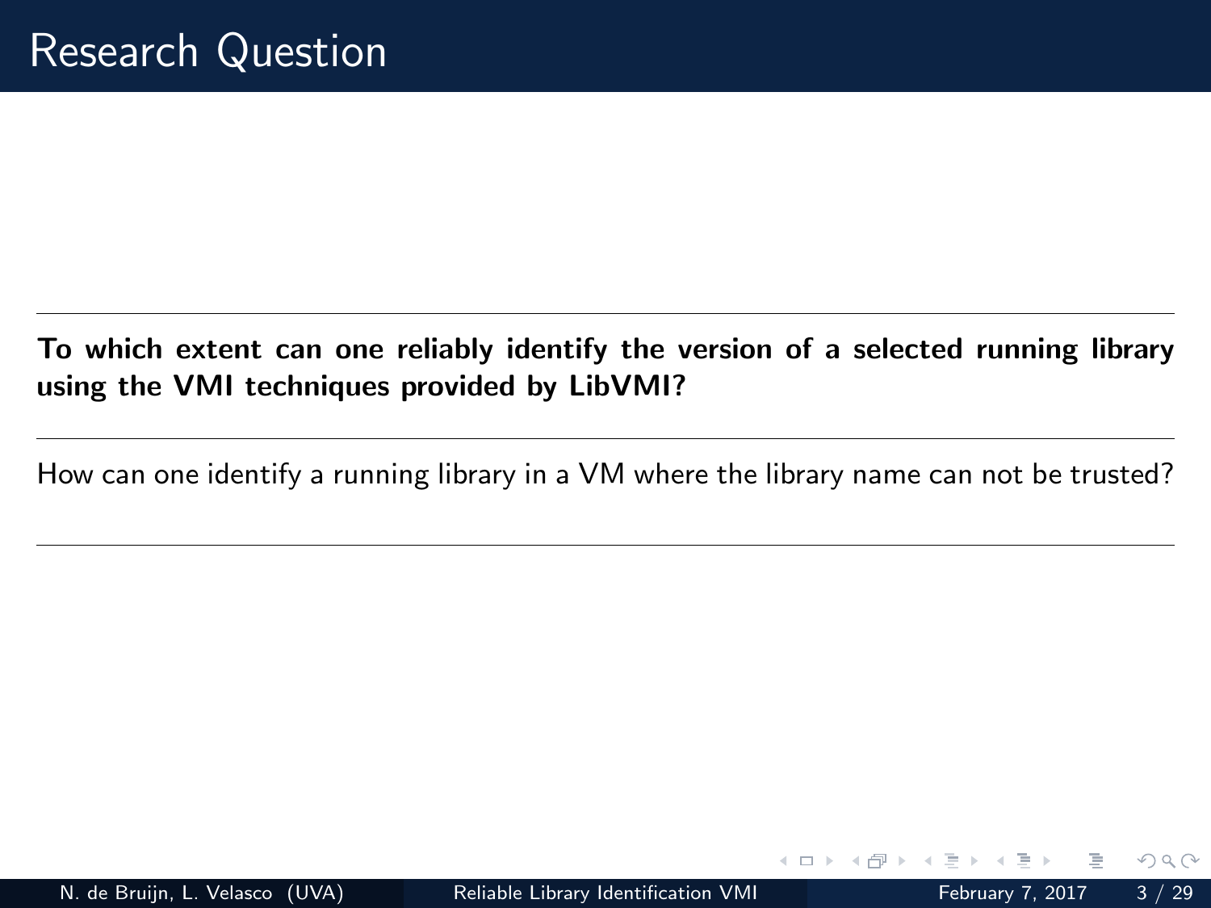# Research Question

---

**To which extent can one reliably identify the version of a selected running library using the VMI techniques provided by LibVMI?**

---

How can one identify a running library in a VM where the library name can not be trusted?

---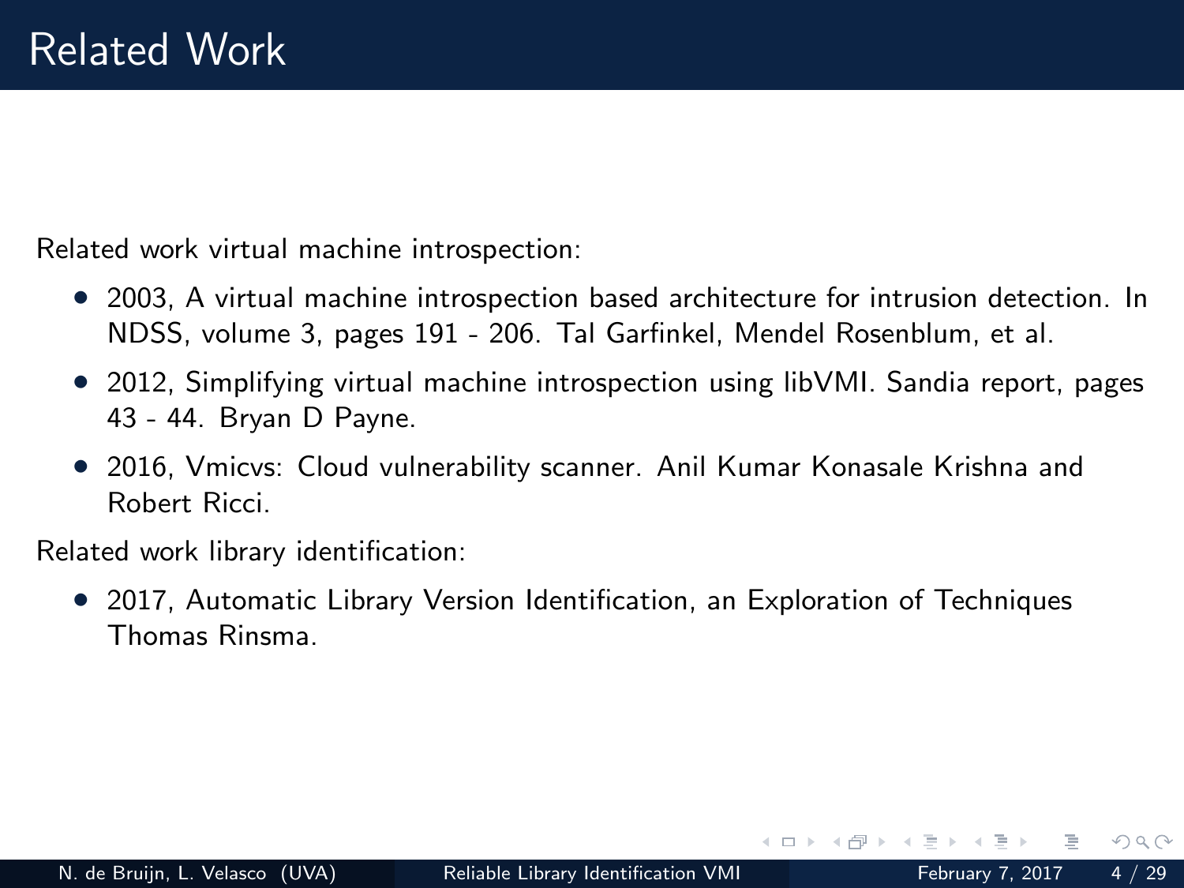# Related Work

Related work virtual machine introspection:

- 2003, A virtual machine introspection based architecture for intrusion detection. In NDSS, volume 3, pages 191 - 206. Tal Garfinkel, Mendel Rosenblum, et al.
- 2012, Simplifying virtual machine introspection using libVMI. Sandia report, pages 43 - 44. Bryan D Payne.
- 2016, Vmicvs: Cloud vulnerability scanner. Anil Kumar Konasale Krishna and Robert Ricci.

Related work library identification:

- 2017, Automatic Library Version Identification, an Exploration of Techniques Thomas Rinsma.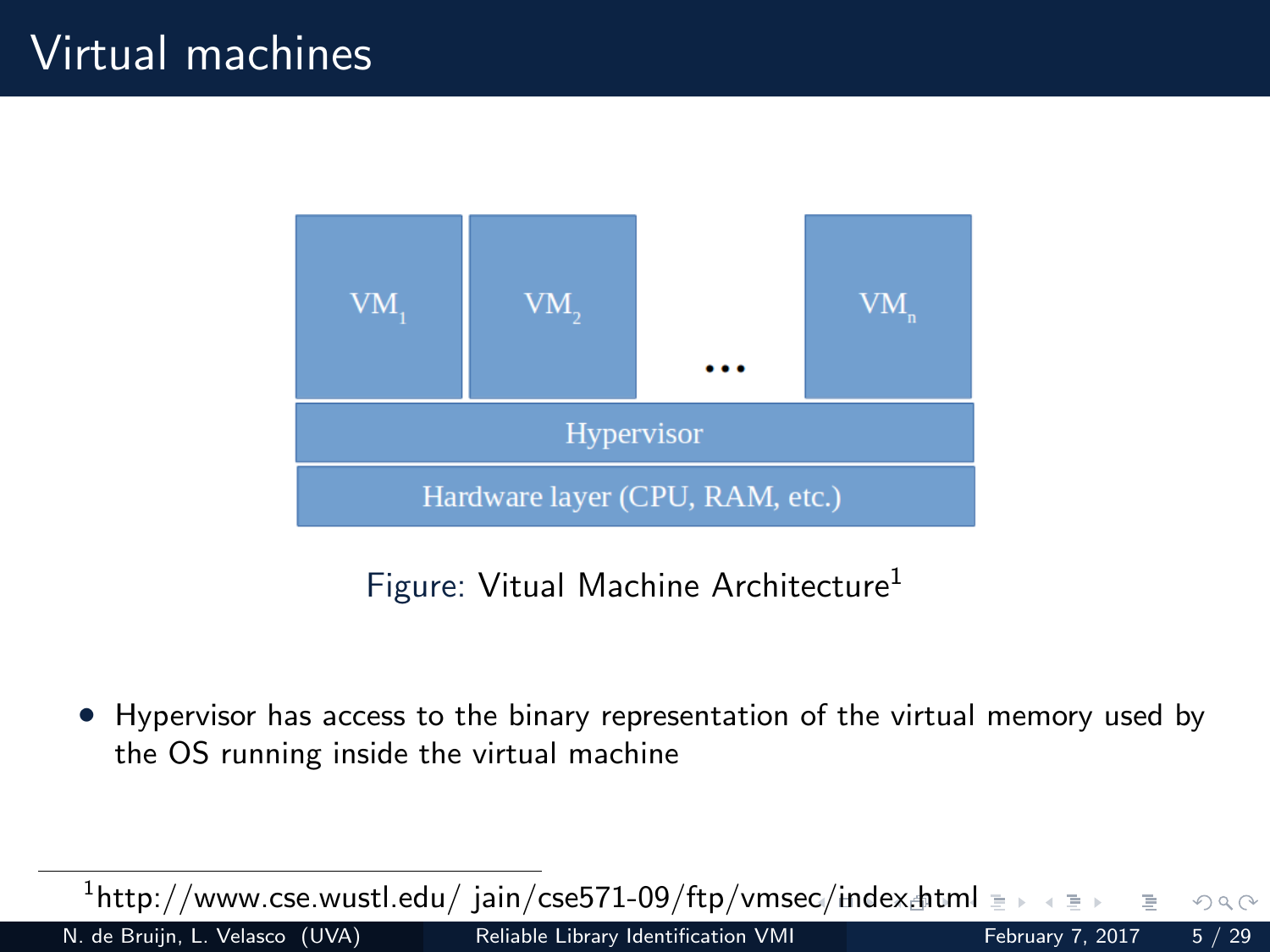# Virtual machines

Figure: Vitual Machine Architecture[1]

- Hypervisor has access to the binary representation of the virtual memory used by the OS running inside the virtual machine

[1] http://www.cse.wustl.edu/ jain/cse571-09/ftp/vmsec/index.html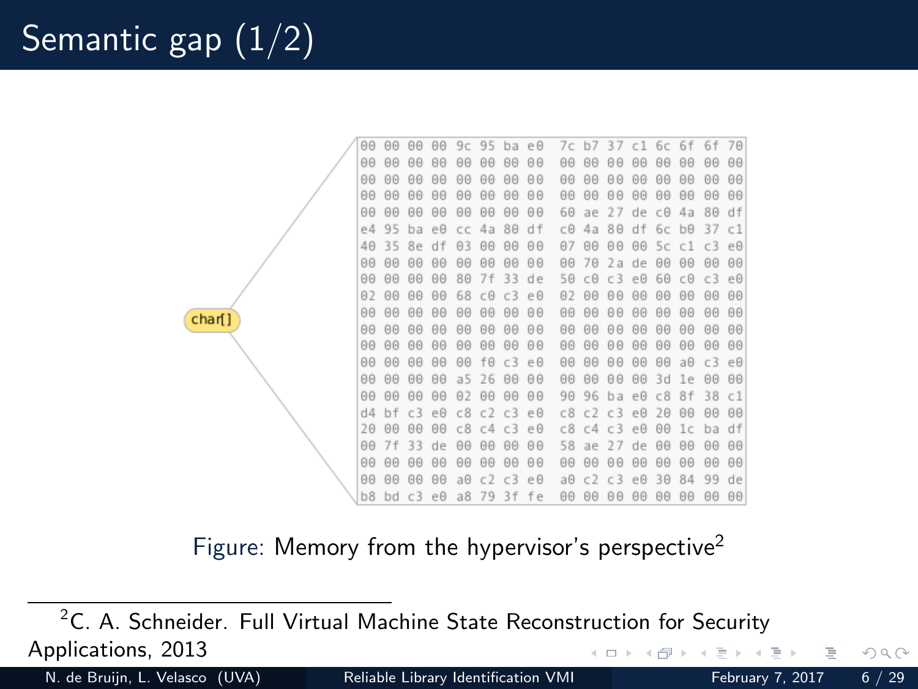# Semantic gap (1/2)

char[]

```
00 00 00 00 9c 95 ba e0  7c b7 37 c1 6c 6f 6f 70
00 00 00 00 00 00 00 00  00 00 00 00 00 00 00 00
00 00 00 00 00 00 00 00  00 00 00 00 00 00 00 00
00 00 00 00 00 00 00 00  00 00 00 00 00 00 00 00
00 00 00 00 00 00 00 00  60 ae 27 de c0 4a 80 df
e4 95 ba e0 cc 4a 80 df  c0 4a 80 df 6c b0 37 c1
40 35 8e df 03 00 00 00  07 00 00 00 5c c1 c3 e0
00 00 00 00 00 00 00 00  00 70 2a de 00 00 00 00
00 00 00 00 80 7f 33 de  50 c0 c3 e0 60 c0 c3 e0
02 00 00 00 68 c0 c3 e0  02 00 00 00 00 00 00 00
00 00 00 00 00 00 00 00  00 00 00 00 00 00 00 00
00 00 00 00 00 00 00 00  00 00 00 00 00 00 00 00
00 00 00 00 00 00 00 00  00 00 00 00 00 00 00 00
00 00 00 00 00 f0 c3 e0  00 00 00 00 00 a0 c3 e0
00 00 00 00 a5 26 00 00  00 00 00 00 3d 1e 00 00
00 00 00 00 02 00 00 00  90 96 ba e0 c8 8f 38 c1
d4 bf c3 e0 c8 c2 c3 e0  c8 c2 c3 e0 20 00 00 00
20 00 00 00 c8 c4 c3 e0  c8 c4 c3 e0 00 1c ba df
00 7f 33 de 00 00 00 00  58 ae 27 de 00 00 00 00
00 00 00 00 00 00 00 00  00 00 00 00 00 00 00 00
00 00 00 00 a0 c2 c3 e0  a0 c2 c3 e0 30 84 99 de
b8 bd c3 e0 a8 79 3f fe  00 00 00 00 00 00 00 00
```

Figure: Memory from the hypervisor's perspective[2]

[2] C. A. Schneider. Full Virtual Machine State Reconstruction for Security Applications, 2013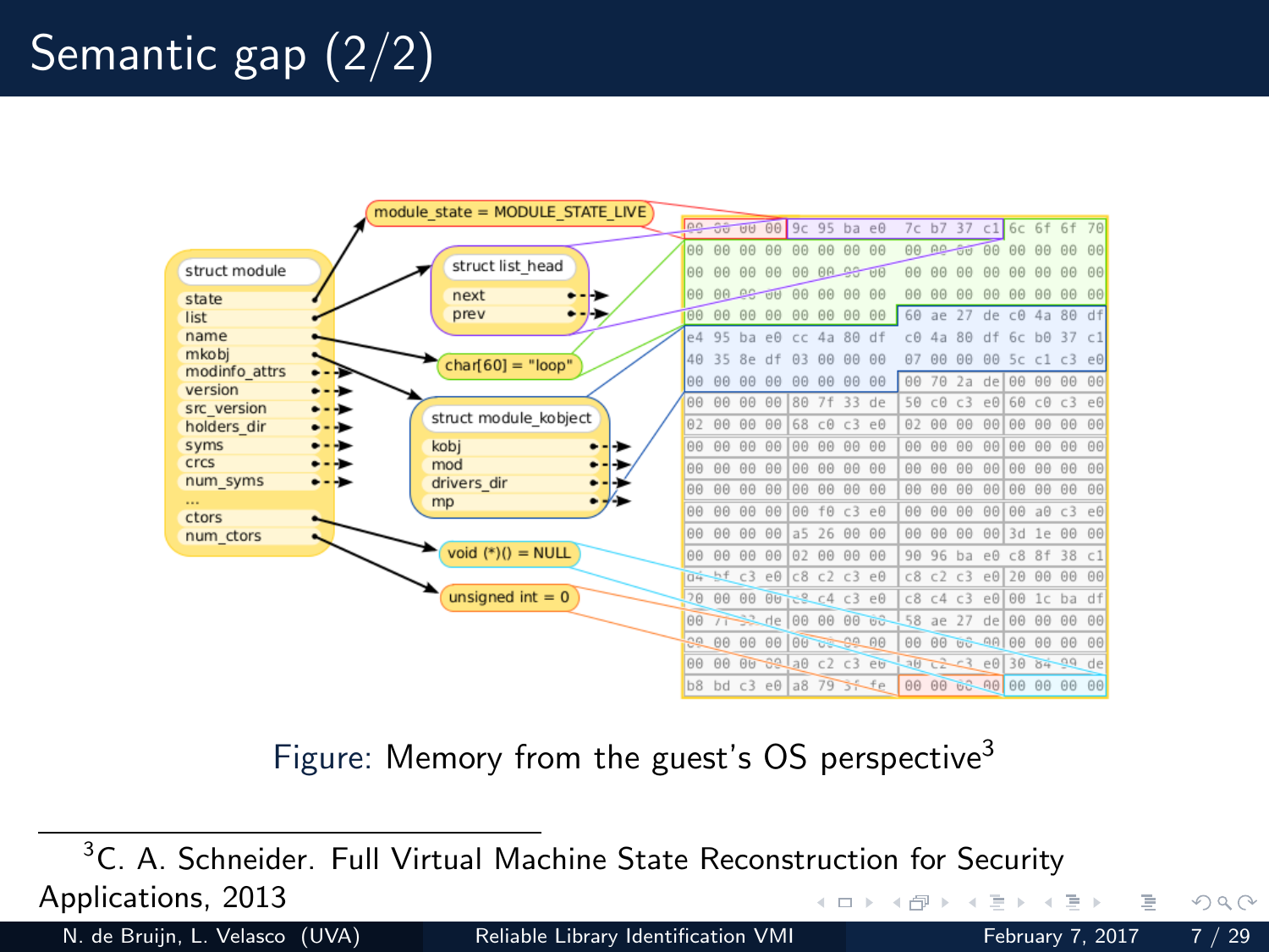# Semantic gap (2/2)

Figure: Memory from the guest's OS perspective[3]

[3] C. A. Schneider. Full Virtual Machine State Reconstruction for Security Applications, 2013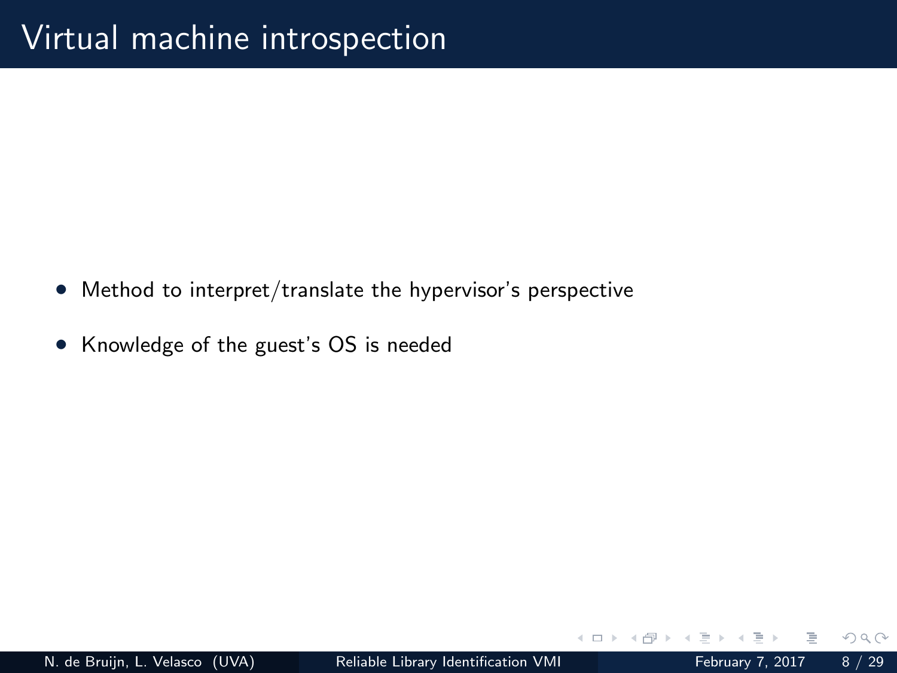# Virtual machine introspection

- Method to interpret/translate the hypervisor's perspective
- Knowledge of the guest's OS is needed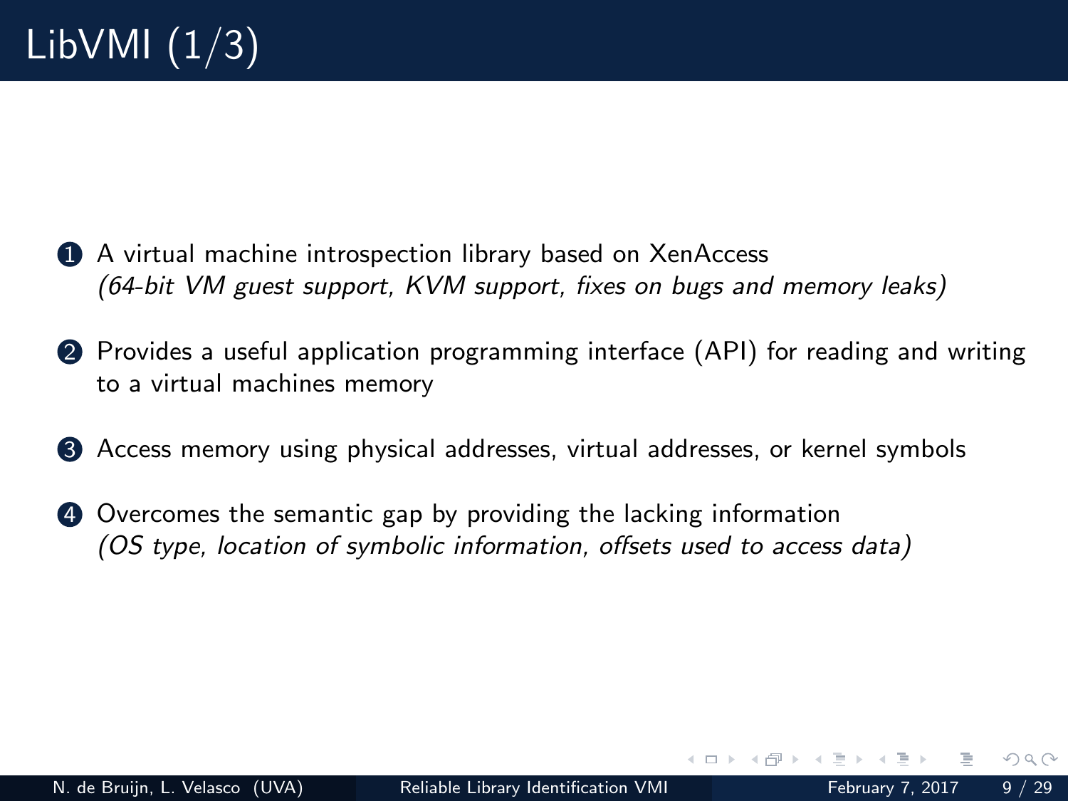# LibVMI (1/3)

1. A virtual machine introspection library based on XenAccess
   *(64-bit VM guest support, KVM support, fixes on bugs and memory leaks)*

2. Provides a useful application programming interface (API) for reading and writing to a virtual machines memory

3. Access memory using physical addresses, virtual addresses, or kernel symbols

4. Overcomes the semantic gap by providing the lacking information
   *(OS type, location of symbolic information, offsets used to access data)*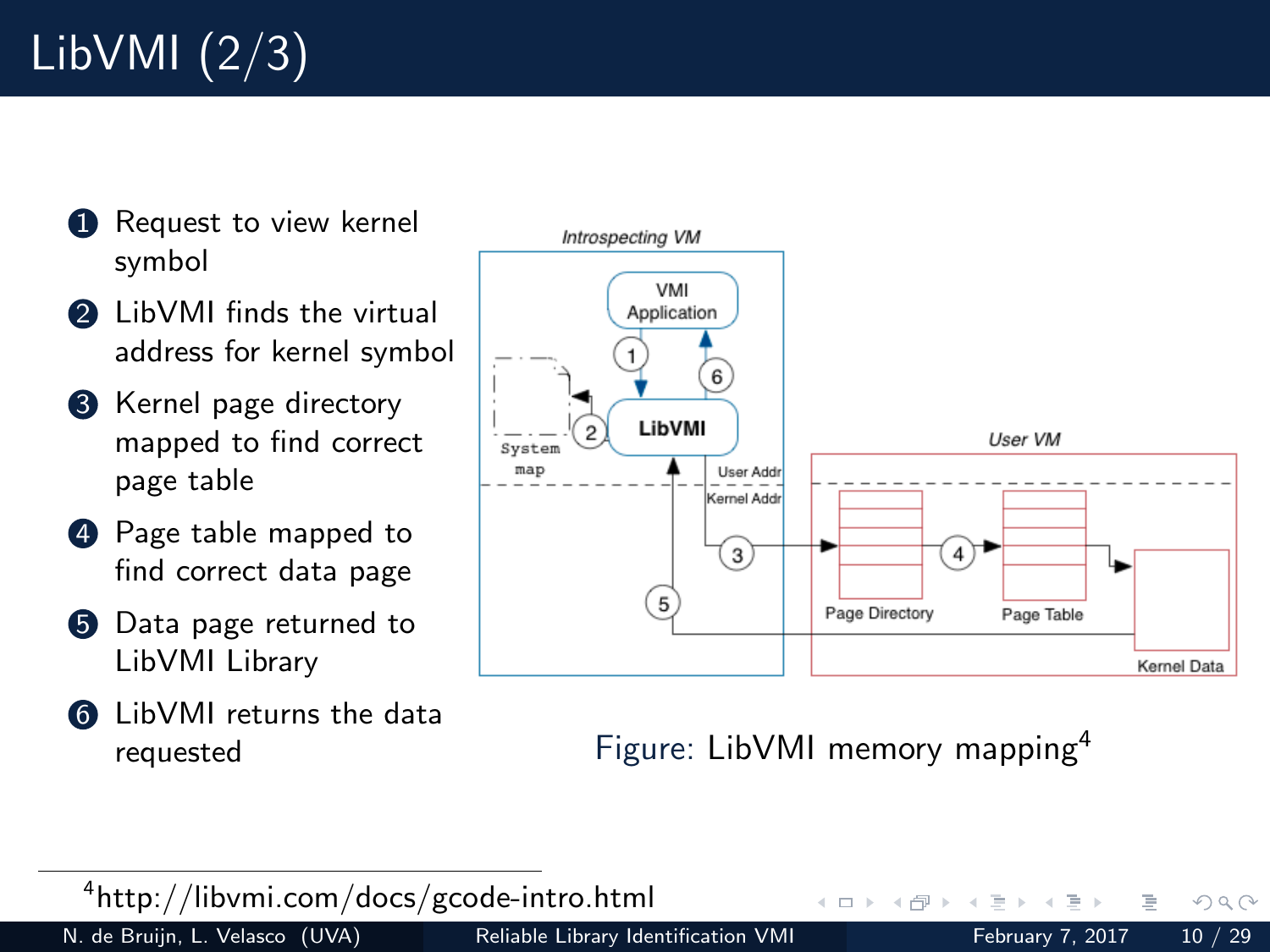# LibVMI (2/3)

1. Request to view kernel symbol
2. LibVMI finds the virtual address for kernel symbol
3. Kernel page directory mapped to find correct page table
4. Page table mapped to find correct data page
5. Data page returned to LibVMI Library
6. LibVMI returns the data requested

Figure: LibVMI memory mapping[4]

[4] http://libvmi.com/docs/gcode-intro.html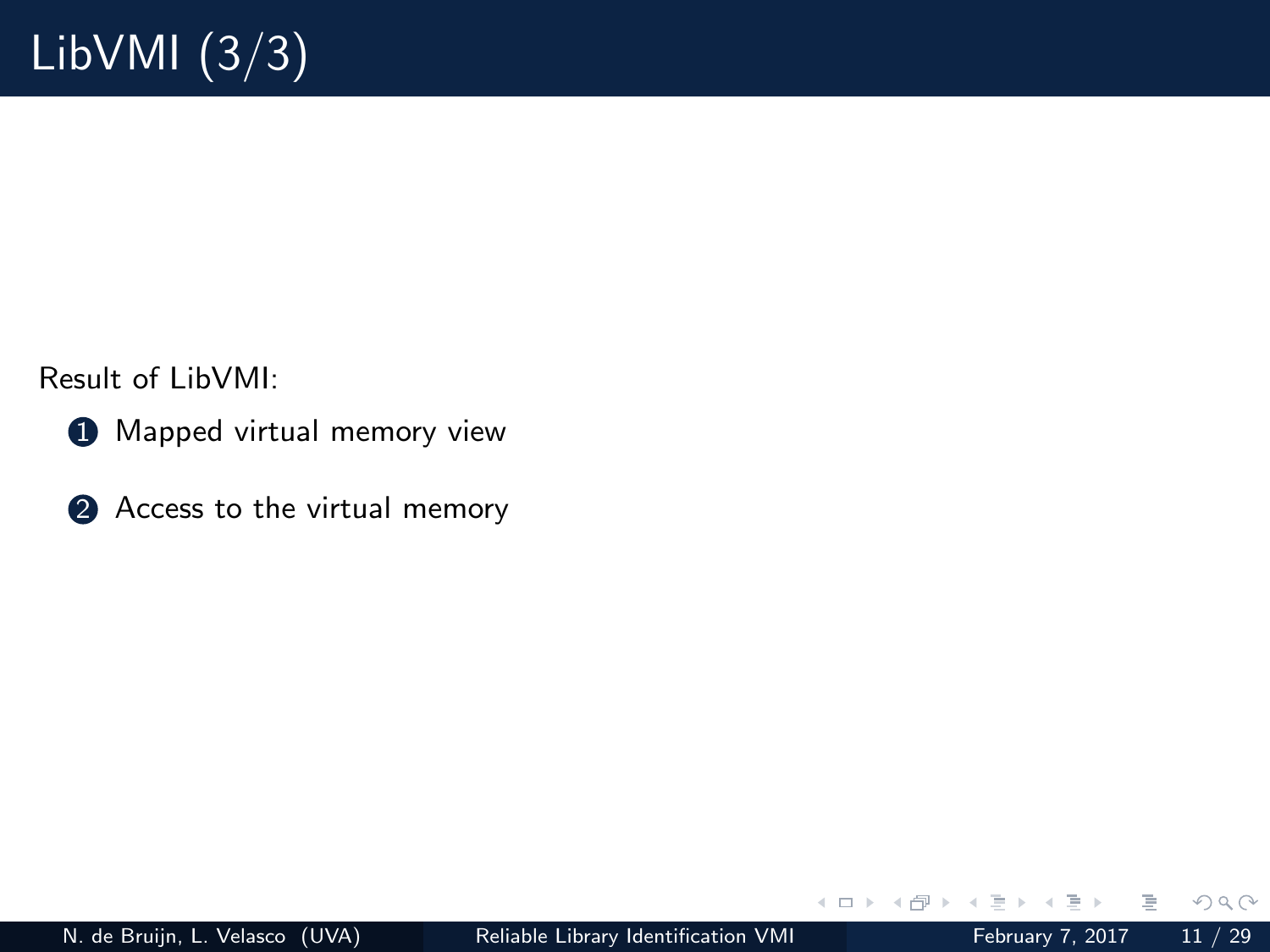# LibVMI (3/3)

Result of LibVMI:

1. Mapped virtual memory view
2. Access to the virtual memory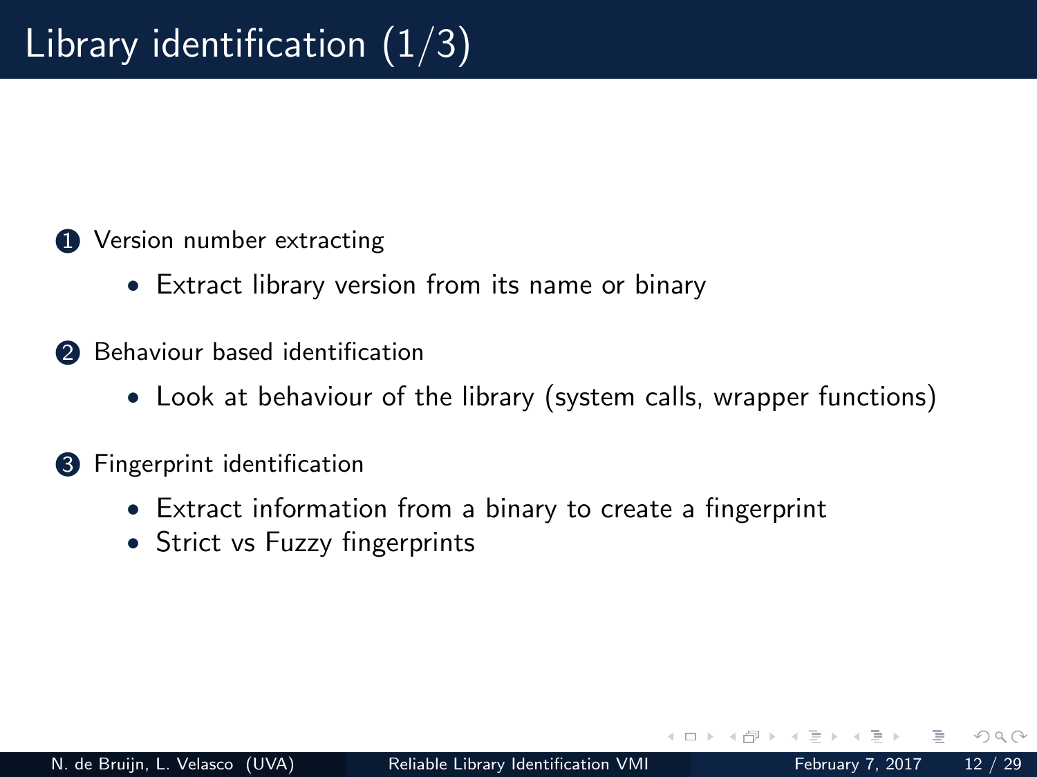# Library identification (1/3)

1. Version number extracting
   - Extract library version from its name or binary
2. Behaviour based identification
   - Look at behaviour of the library (system calls, wrapper functions)
3. Fingerprint identification
   - Extract information from a binary to create a fingerprint
   - Strict vs Fuzzy fingerprints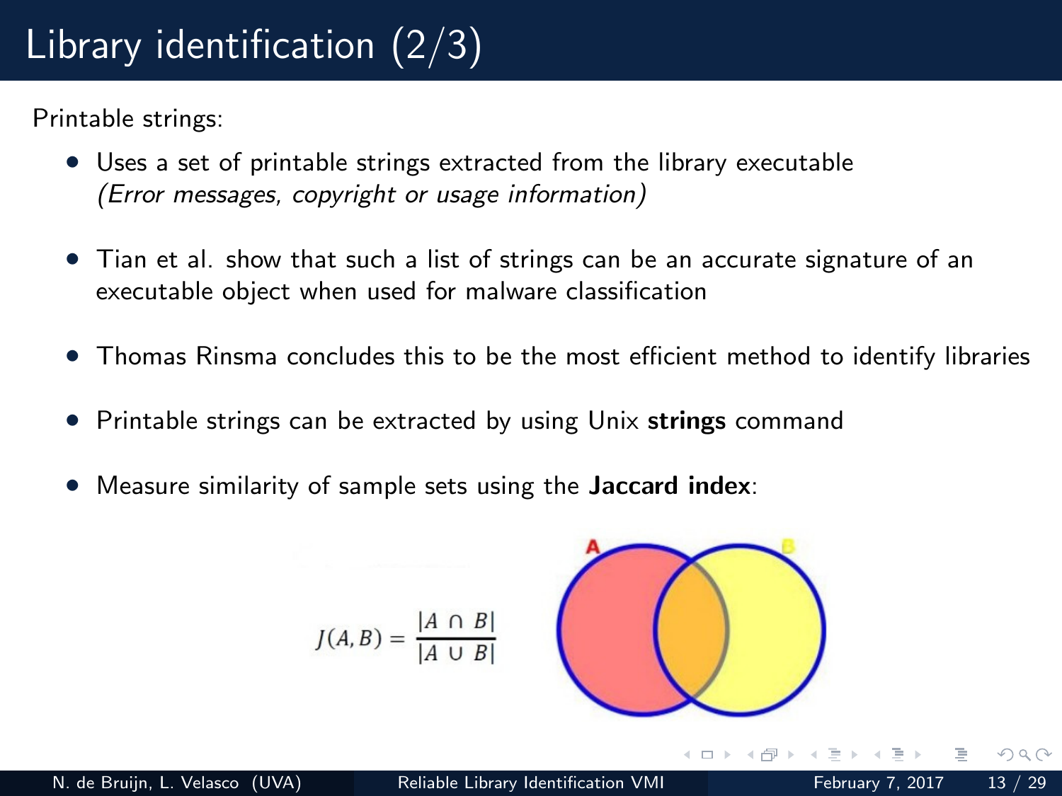# Library identification (2/3)

Printable strings:

- Uses a set of printable strings extracted from the library executable
  *(Error messages, copyright or usage information)*
- Tian et al. show that such a list of strings can be an accurate signature of an executable object when used for malware classification
- Thomas Rinsma concludes this to be the most efficient method to identify libraries
- Printable strings can be extracted by using Unix **strings** command
- Measure similarity of sample sets using the **Jaccard index**:

$$J(A,B) = \frac{|A \cap B|}{|A \cup B|}$$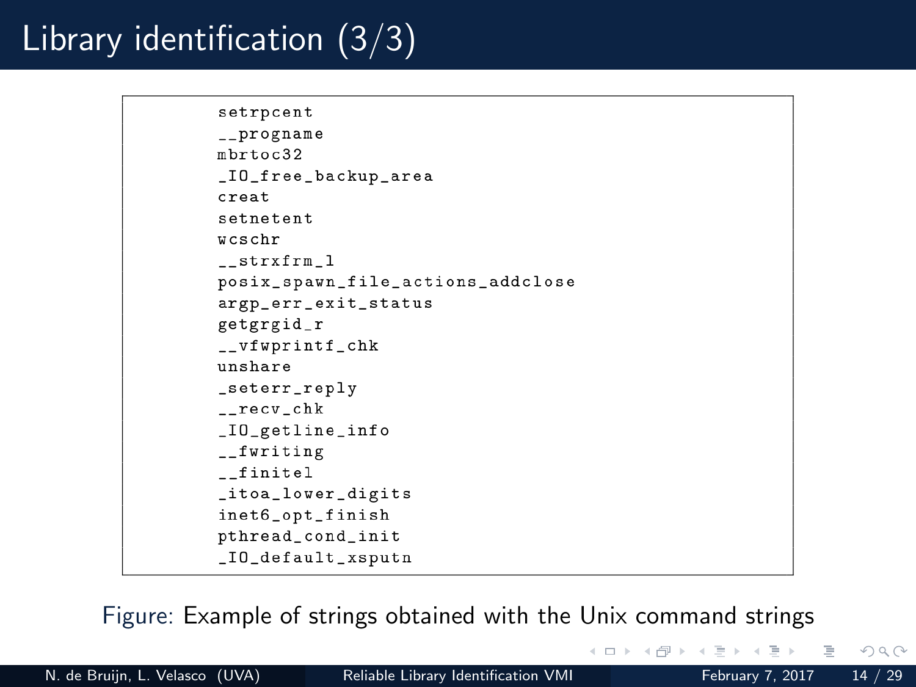# Library identification (3/3)

```
setrpcent
__progname
mbrtoc32
_IO_free_backup_area
creat
setnetent
wcschr
__strxfrm_l
posix_spawn_file_actions_addclose
argp_err_exit_status
getgrgid_r
__vfwprintf_chk
unshare
_seterr_reply
__recv_chk
_IO_getline_info
__fwriting
__finitel
_itoa_lower_digits
inet6_opt_finish
pthread_cond_init
_IO_default_xsputn
```

Figure: Example of strings obtained with the Unix command strings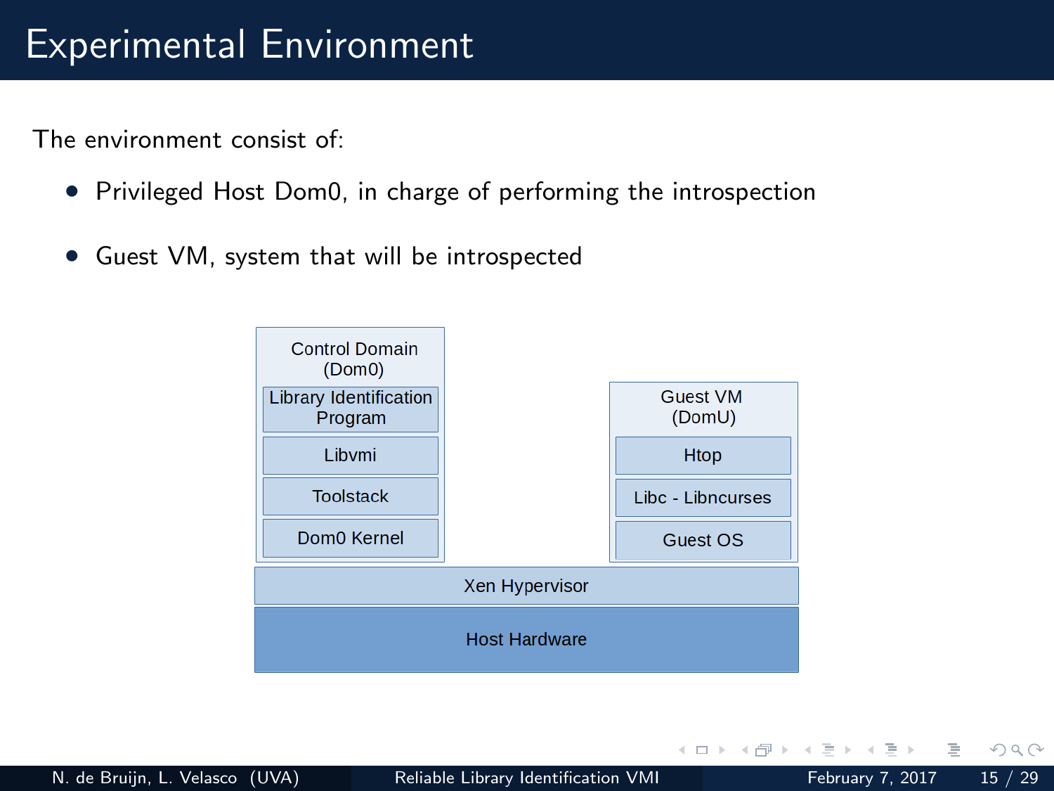# Experimental Environment

The environment consist of:

- Privileged Host Dom0, in charge of performing the introspection
- Guest VM, system that will be introspected

Control Domain (Dom0)
Library Identification Program
Libvmi
Toolstack
Dom0 Kernel

Guest VM (DomU)
Htop
Libc - Libncurses
Guest OS

Xen Hypervisor

Host Hardware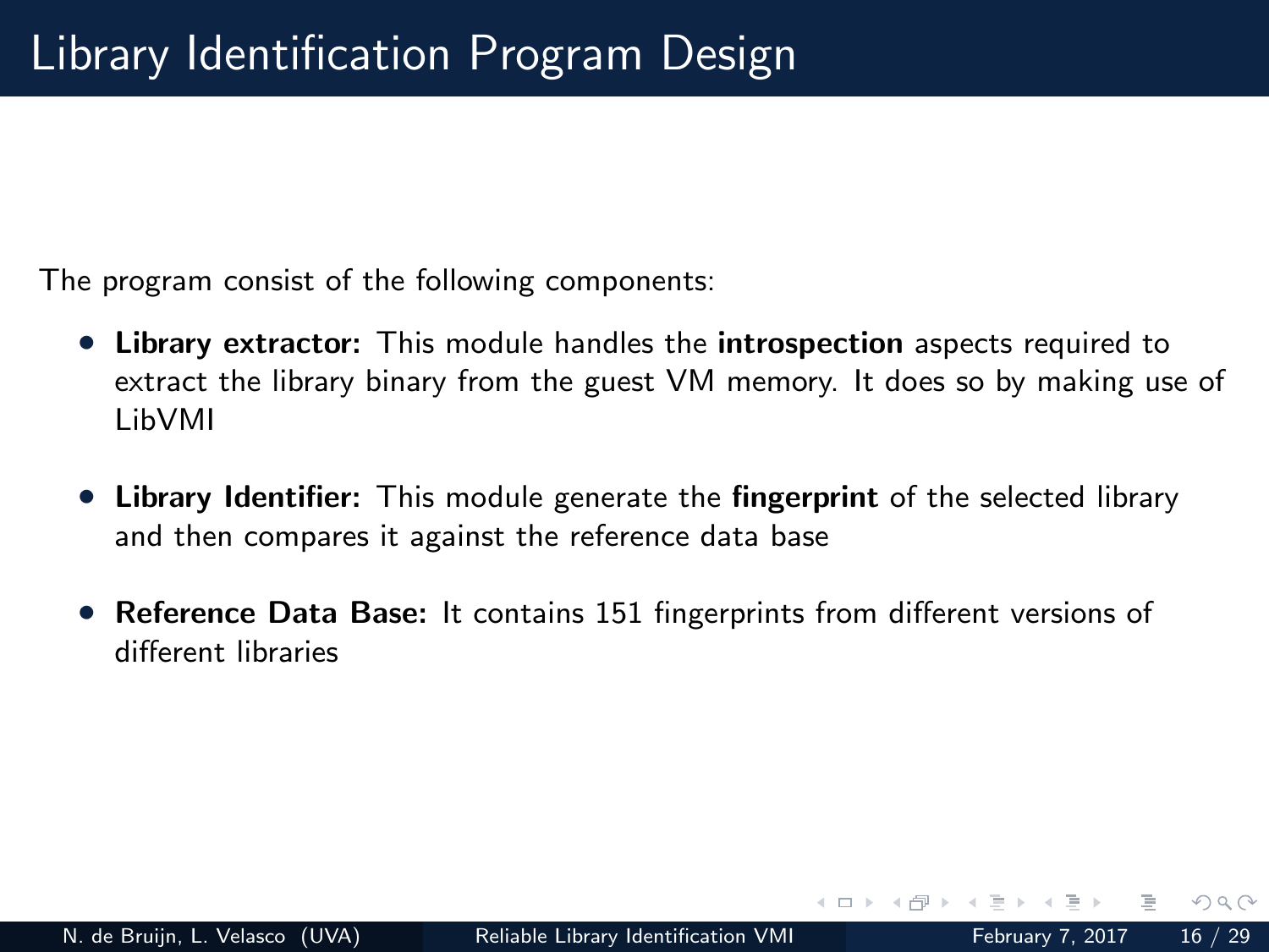# Library Identification Program Design

The program consist of the following components:

- **Library extractor:** This module handles the **introspection** aspects required to extract the library binary from the guest VM memory. It does so by making use of LibVMI
- **Library Identifier:** This module generate the **fingerprint** of the selected library and then compares it against the reference data base
- **Reference Data Base:** It contains 151 fingerprints from different versions of different libraries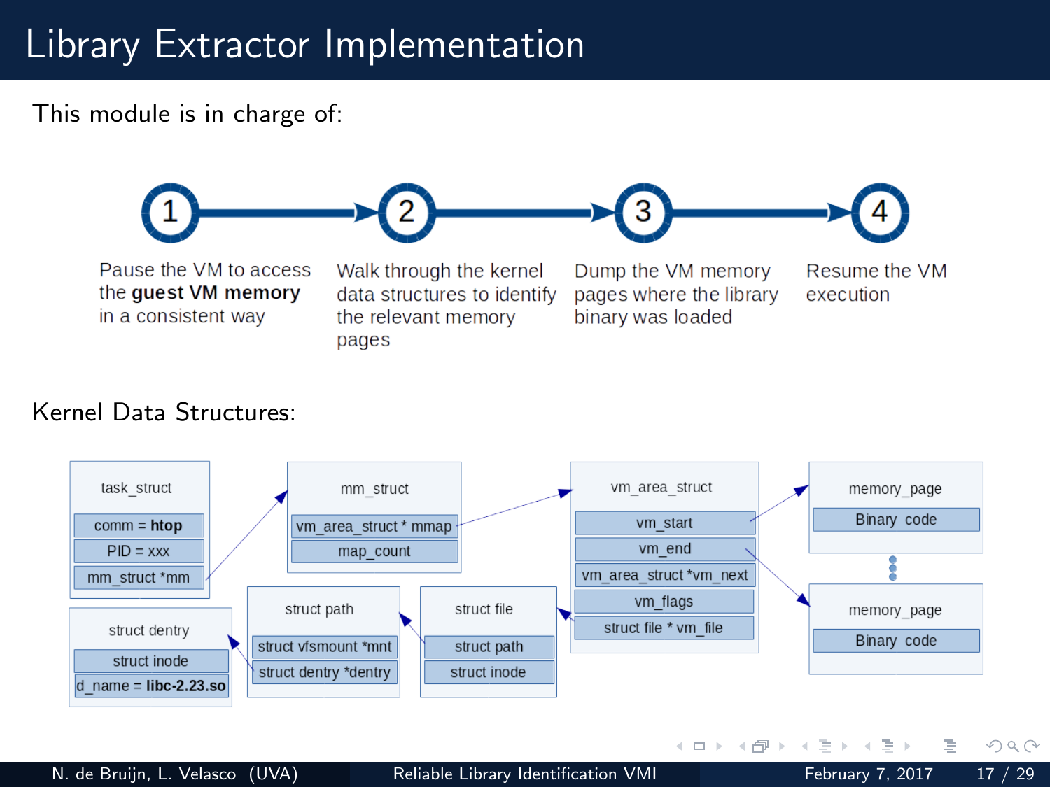# Library Extractor Implementation

This module is in charge of:

1. Pause the VM to access the **guest VM memory** in a consistent way
2. Walk through the kernel data structures to identify the relevant memory pages
3. Dump the VM memory pages where the library binary was loaded
4. Resume the VM execution

Kernel Data Structures:

- task_struct
  - comm = **htop**
  - PID = xxx
  - mm_struct *mm
- mm_struct
  - vm_area_struct * mmap
  - map_count
- vm_area_struct
  - vm_start
  - vm_end
  - vm_area_struct *vm_next
  - vm_flags
  - struct file * vm_file
- memory_page
  - Binary code
- memory_page
  - Binary code
- struct file
  - struct path
  - struct inode
- struct path
  - struct vfsmount *mnt
  - struct dentry *dentry
- struct dentry
  - struct inode
  - d_name = **libc-2.23.so**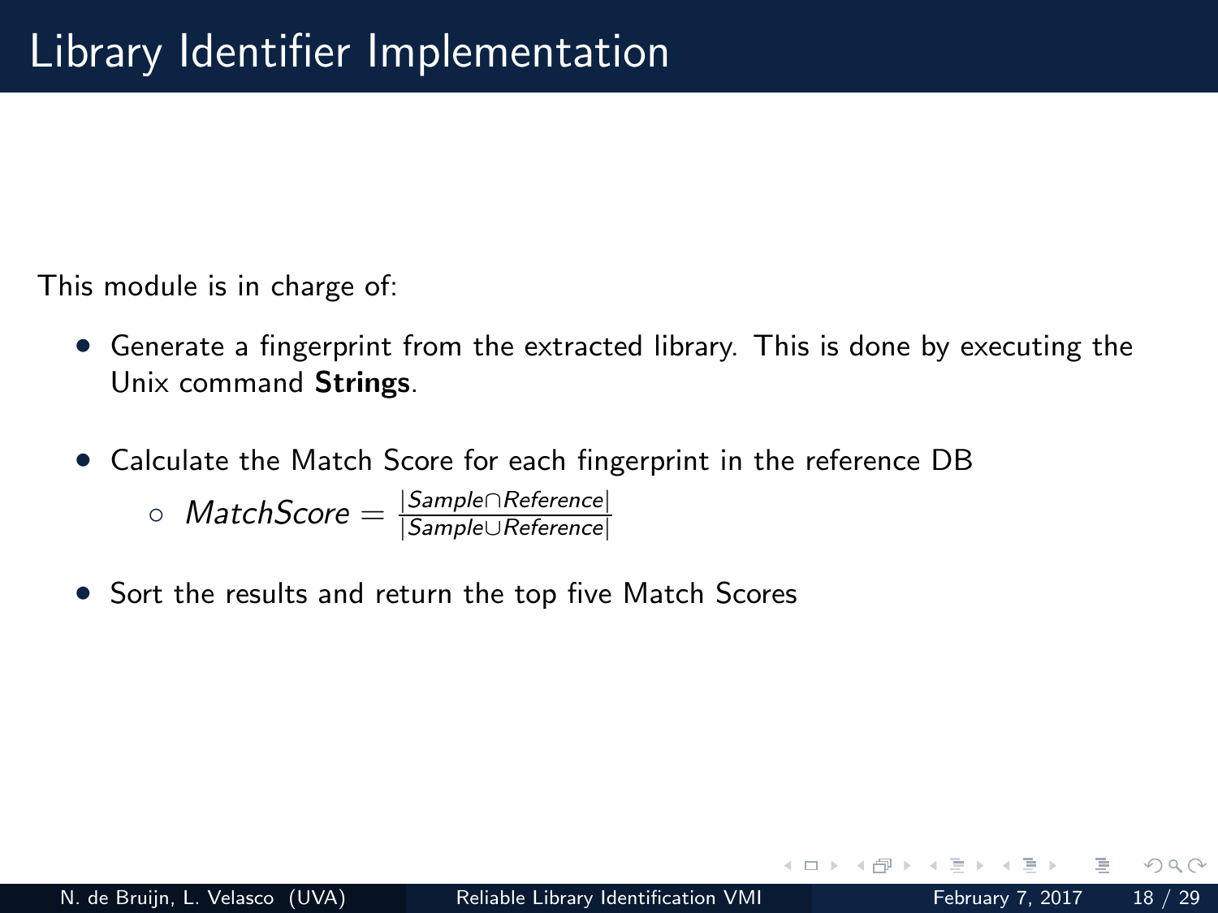# Library Identifier Implementation

This module is in charge of:

- Generate a fingerprint from the extracted library. This is done by executing the Unix command **Strings**.
- Calculate the Match Score for each fingerprint in the reference DB
  - $MatchScore = \frac{|Sample \cap Reference|}{|Sample \cup Reference|}$
- Sort the results and return the top five Match Scores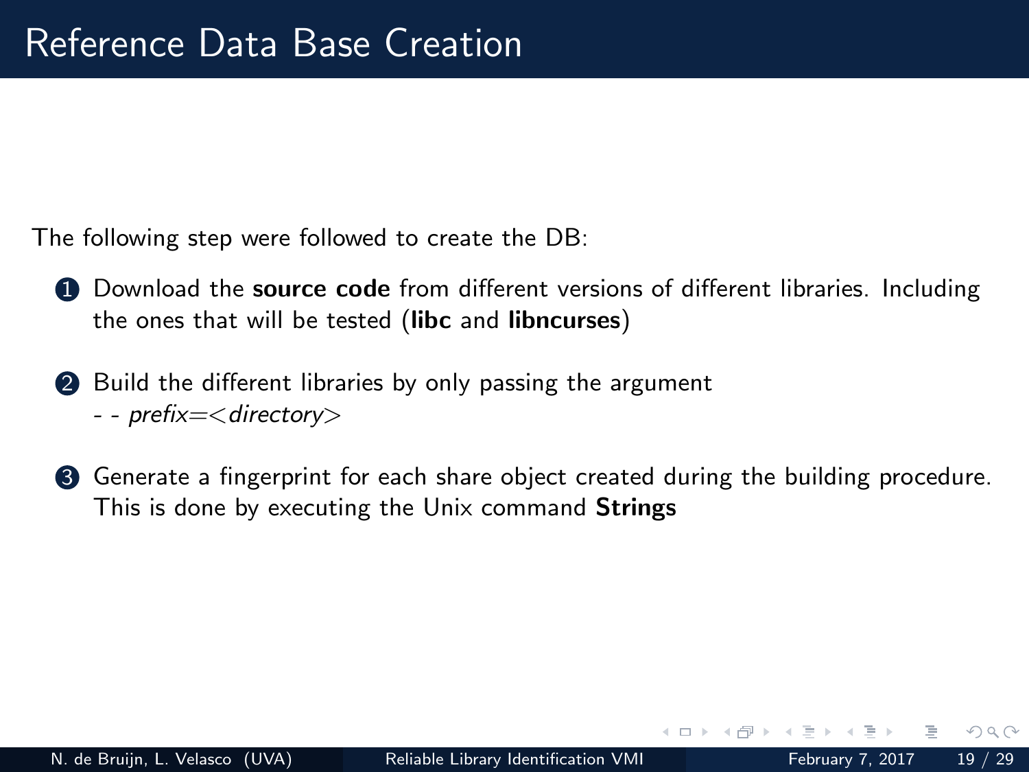# Reference Data Base Creation

The following step were followed to create the DB:

1. Download the **source code** from different versions of different libraries. Including the ones that will be tested (**libc** and **libncurses**)
2. Build the different libraries by only passing the argument
   - - *prefix=<directory>*
3. Generate a fingerprint for each share object created during the building procedure. This is done by executing the Unix command **Strings**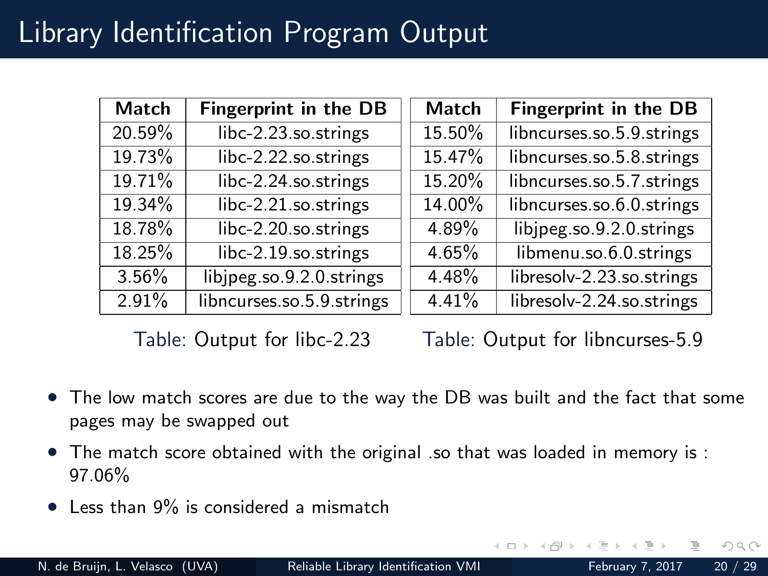# Library Identification Program Output

| Match | Fingerprint in the DB |
|---|---|
| 20.59% | libc-2.23.so.strings |
| 19.73% | libc-2.22.so.strings |
| 19.71% | libc-2.24.so.strings |
| 19.34% | libc-2.21.so.strings |
| 18.78% | libc-2.20.so.strings |
| 18.25% | libc-2.19.so.strings |
| 3.56% | libjpeg.so.9.2.0.strings |
| 2.91% | libncurses.so.5.9.strings |

Table: Output for libc-2.23

| Match | Fingerprint in the DB |
|---|---|
| 15.50% | libncurses.so.5.9.strings |
| 15.47% | libncurses.so.5.8.strings |
| 15.20% | libncurses.so.5.7.strings |
| 14.00% | libncurses.so.6.0.strings |
| 4.89% | libjpeg.so.9.2.0.strings |
| 4.65% | libmenu.so.6.0.strings |
| 4.48% | libresolv-2.23.so.strings |
| 4.41% | libresolv-2.24.so.strings |

Table: Output for libncurses-5.9

- The low match scores are due to the way the DB was built and the fact that some pages may be swapped out
- The match score obtained with the original .so that was loaded in memory is : 97.06%
- Less than 9% is considered a mismatch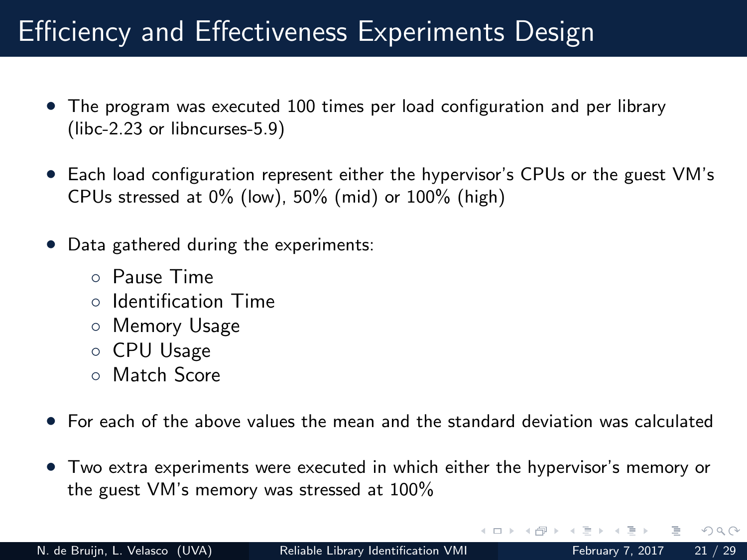# Efficiency and Effectiveness Experiments Design

- The program was executed 100 times per load configuration and per library (libc-2.23 or libncurses-5.9)
- Each load configuration represent either the hypervisor's CPUs or the guest VM's CPUs stressed at 0% (low), 50% (mid) or 100% (high)
- Data gathered during the experiments:
  - Pause Time
  - Identification Time
  - Memory Usage
  - CPU Usage
  - Match Score
- For each of the above values the mean and the standard deviation was calculated
- Two extra experiments were executed in which either the hypervisor's memory or the guest VM's memory was stressed at 100%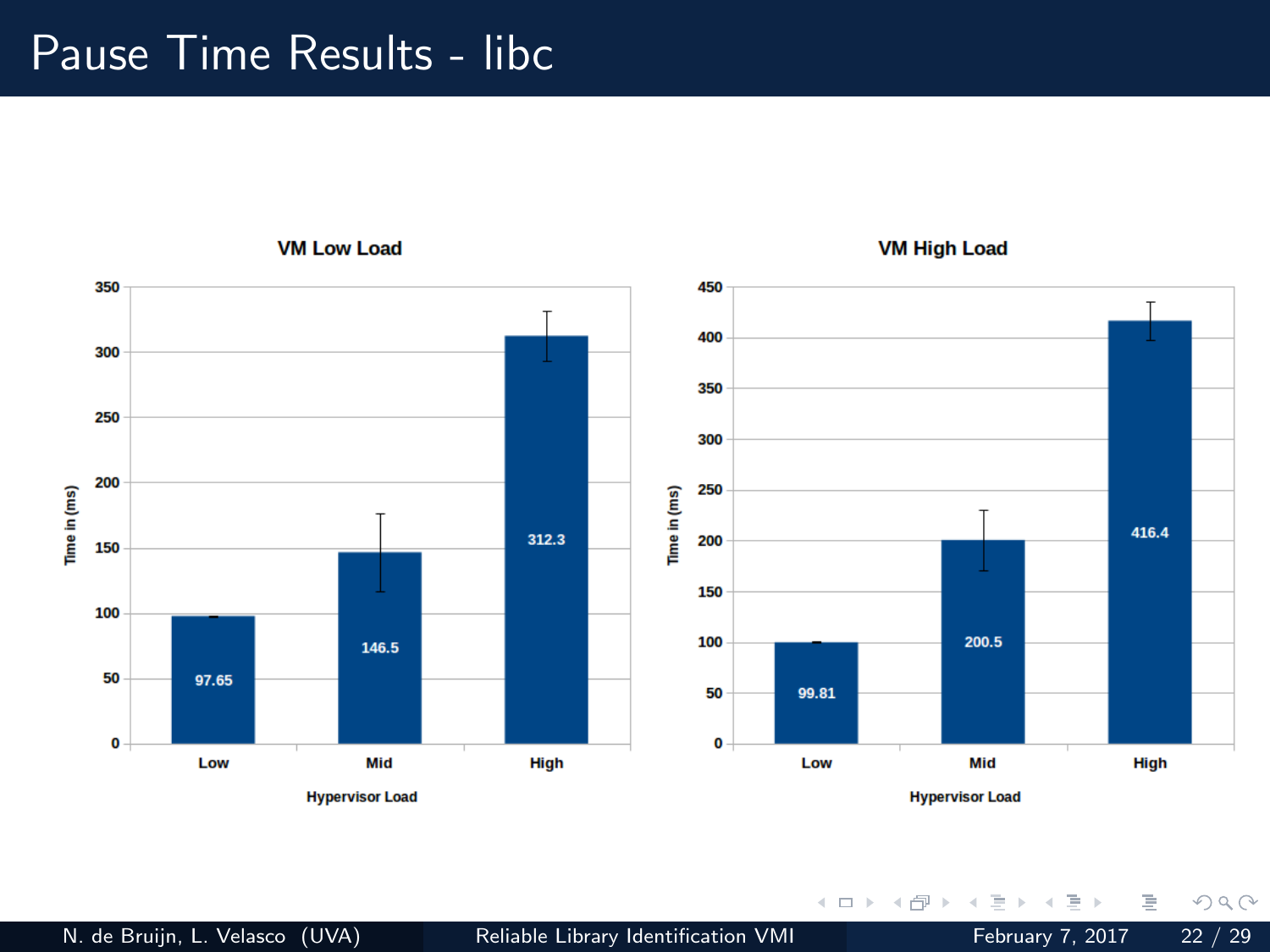# Pause Time Results - libc

**VM Low Load**

| Hypervisor Load | Time in (ms) |
|---|---|
| Low | 97.65 |
| Mid | 146.5 |
| High | 312.3 |

**VM High Load**

| Hypervisor Load | Time in (ms) |
|---|---|
| Low | 99.81 |
| Mid | 200.5 |
| High | 416.4 |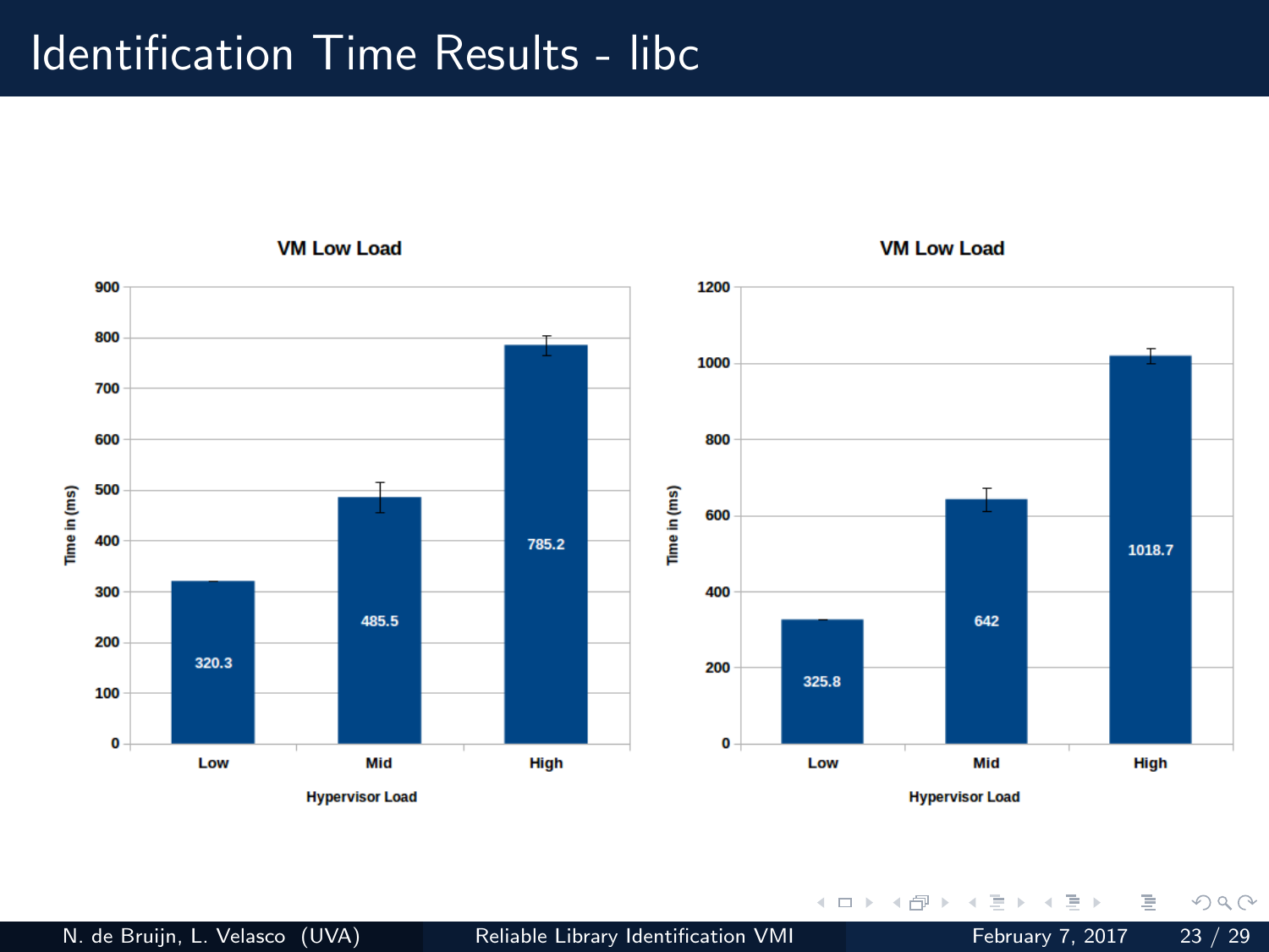# Identification Time Results - libc

**VM Low Load**

| Hypervisor Load | Time in (ms) |
| --- | --- |
| Low | 320.3 |
| Mid | 485.5 |
| High | 785.2 |

**VM Low Load**

| Hypervisor Load | Time in (ms) |
| --- | --- |
| Low | 325.8 |
| Mid | 642 |
| High | 1018.7 |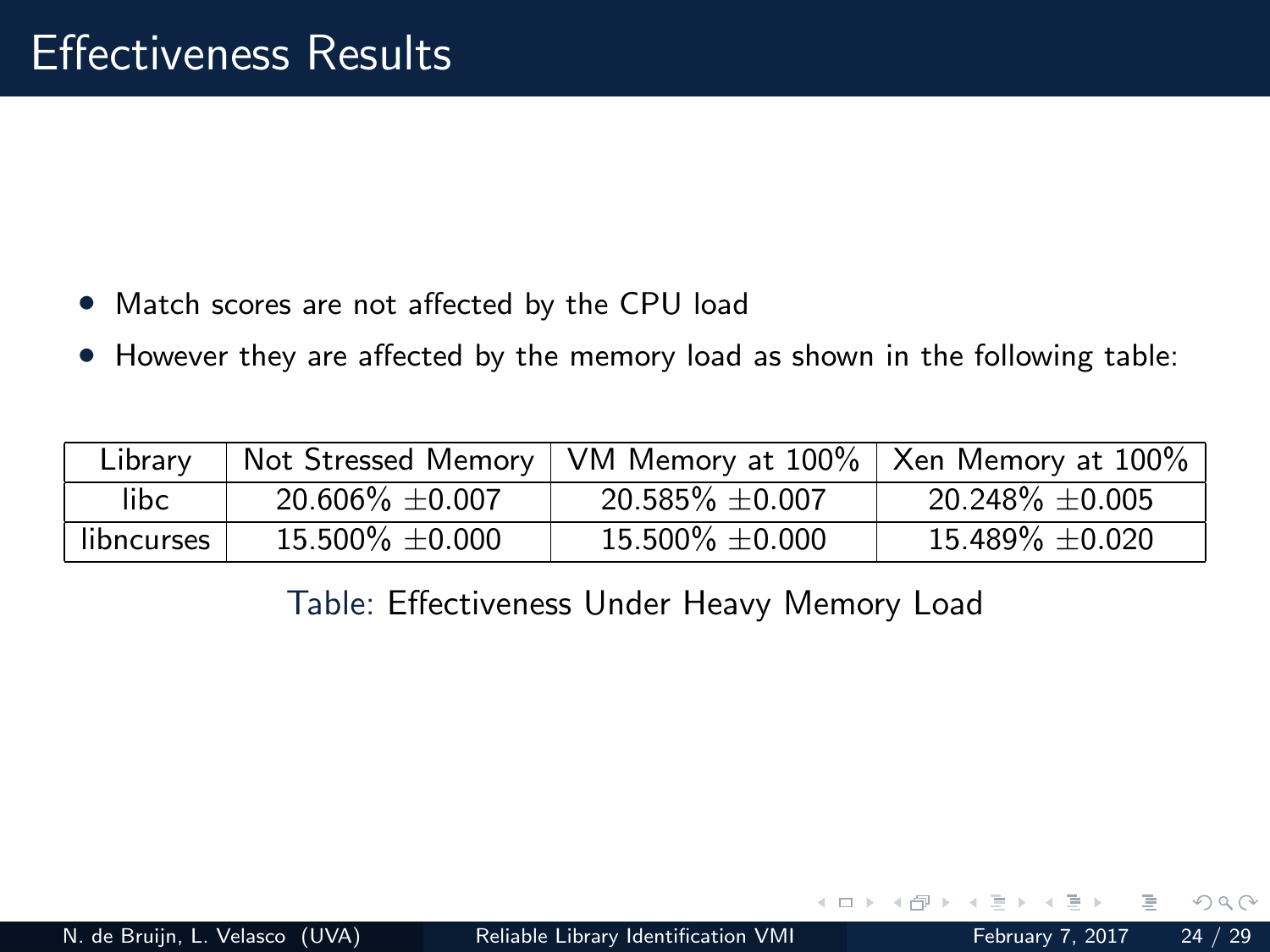# Effectiveness Results

- Match scores are not affected by the CPU load
- However they are affected by the memory load as shown in the following table:

| Library | Not Stressed Memory | VM Memory at 100% | Xen Memory at 100% |
|---|---|---|---|
| libc | 20.606% $\pm$0.007 | 20.585% $\pm$0.007 | 20.248% $\pm$0.005 |
| libncurses | 15.500% $\pm$0.000 | 15.500% $\pm$0.000 | 15.489% $\pm$0.020 |

Table: Effectiveness Under Heavy Memory Load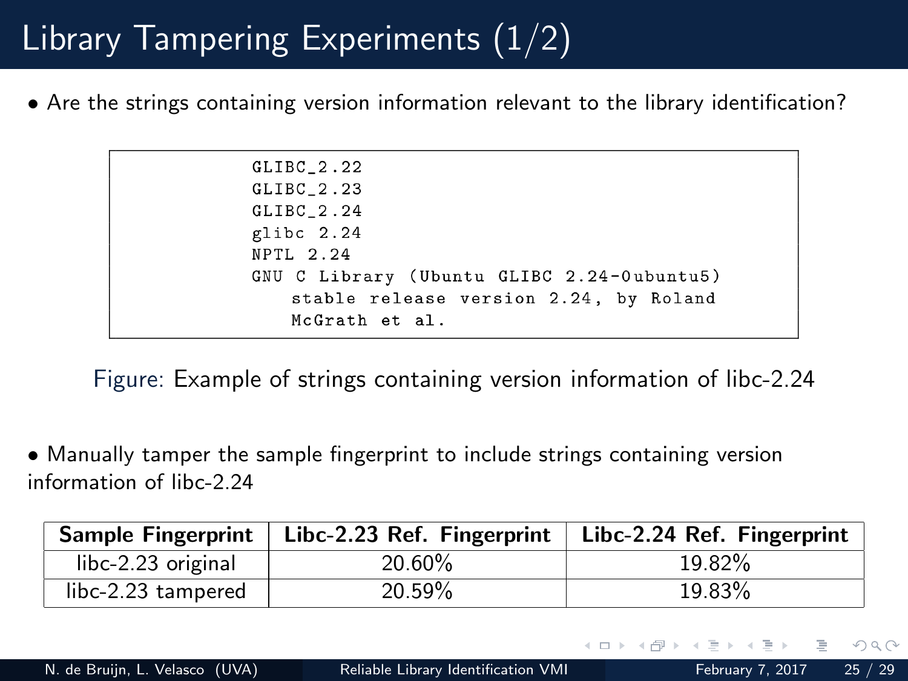# Library Tampering Experiments (1/2)

- Are the strings containing version information relevant to the library identification?

```
GLIBC_2.22
GLIBC_2.23
GLIBC_2.24
glibc 2.24
NPTL 2.24
GNU C Library (Ubuntu GLIBC 2.24-0ubuntu5)
    stable release version 2.24, by Roland
    McGrath et al.
```

Figure: Example of strings containing version information of libc-2.24

- Manually tamper the sample fingerprint to include strings containing version information of libc-2.24

| Sample Fingerprint | Libc-2.23 Ref. Fingerprint | Libc-2.24 Ref. Fingerprint |
|---|---|---|
| libc-2.23 original | 20.60% | 19.82% |
| libc-2.23 tampered | 20.59% | 19.83% |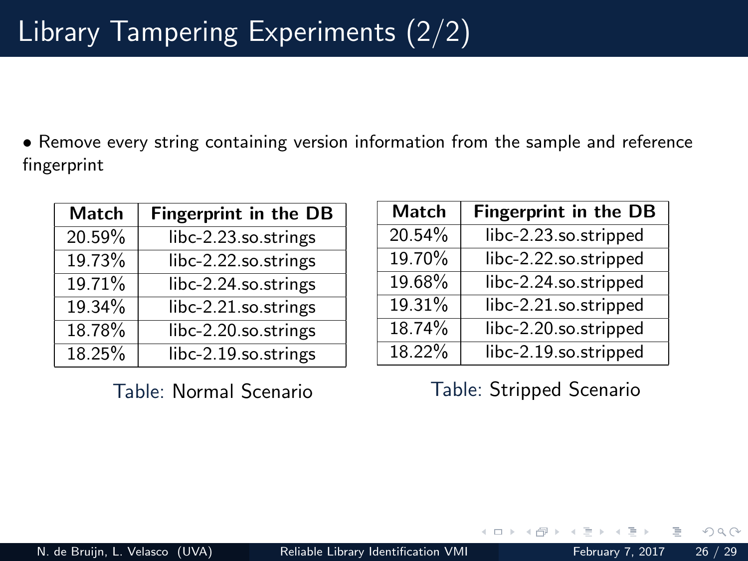# Library Tampering Experiments (2/2)

- Remove every string containing version information from the sample and reference fingerprint

| Match | Fingerprint in the DB |
|---|---|
| 20.59% | libc-2.23.so.strings |
| 19.73% | libc-2.22.so.strings |
| 19.71% | libc-2.24.so.strings |
| 19.34% | libc-2.21.so.strings |
| 18.78% | libc-2.20.so.strings |
| 18.25% | libc-2.19.so.strings |

Table: Normal Scenario

| Match | Fingerprint in the DB |
|---|---|
| 20.54% | libc-2.23.so.stripped |
| 19.70% | libc-2.22.so.stripped |
| 19.68% | libc-2.24.so.stripped |
| 19.31% | libc-2.21.so.stripped |
| 18.74% | libc-2.20.so.stripped |
| 18.22% | libc-2.19.so.stripped |

Table: Stripped Scenario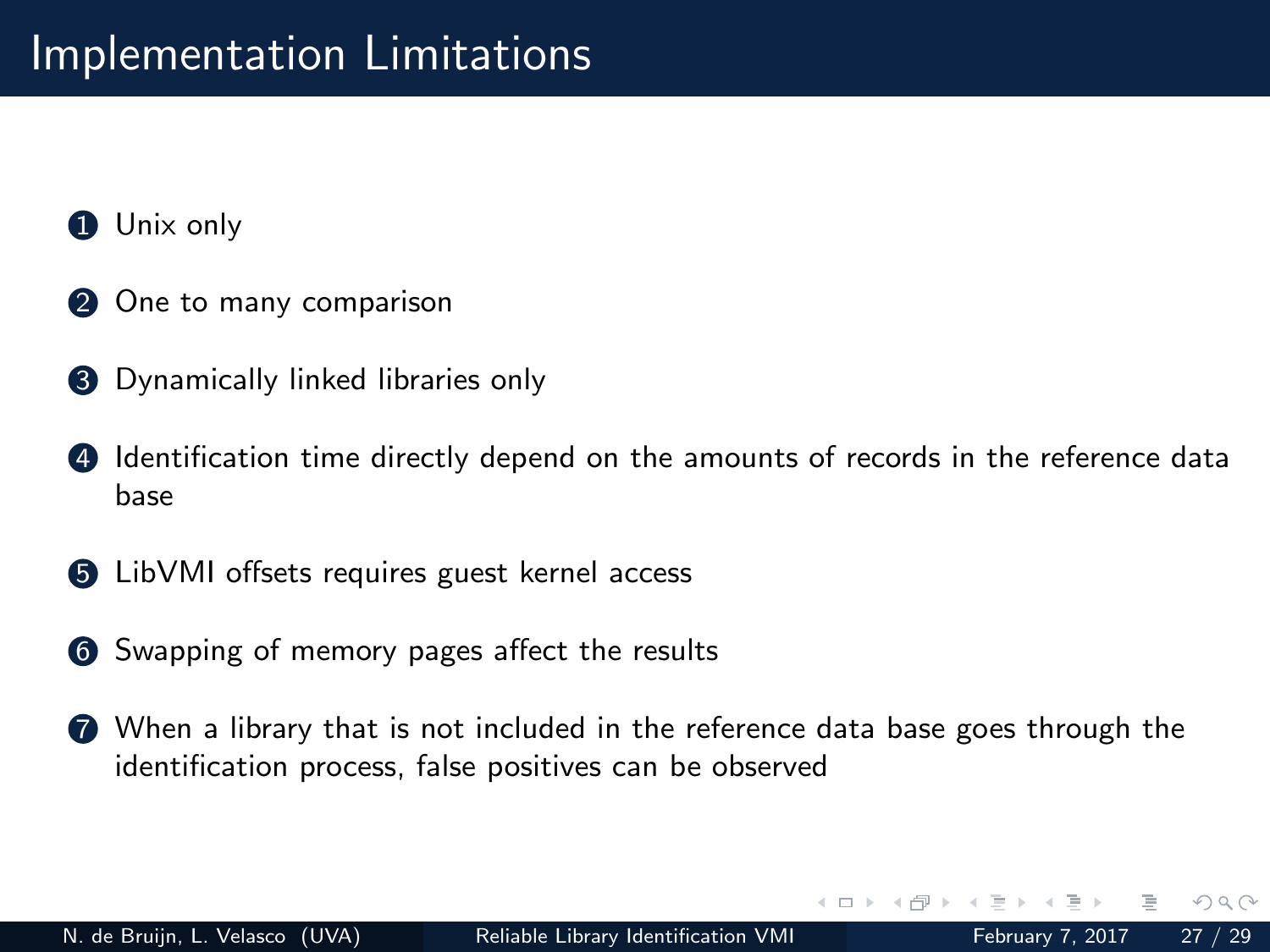# Implementation Limitations

1. Unix only
2. One to many comparison
3. Dynamically linked libraries only
4. Identification time directly depend on the amounts of records in the reference data base
5. LibVMI offsets requires guest kernel access
6. Swapping of memory pages affect the results
7. When a library that is not included in the reference data base goes through the identification process, false positives can be observed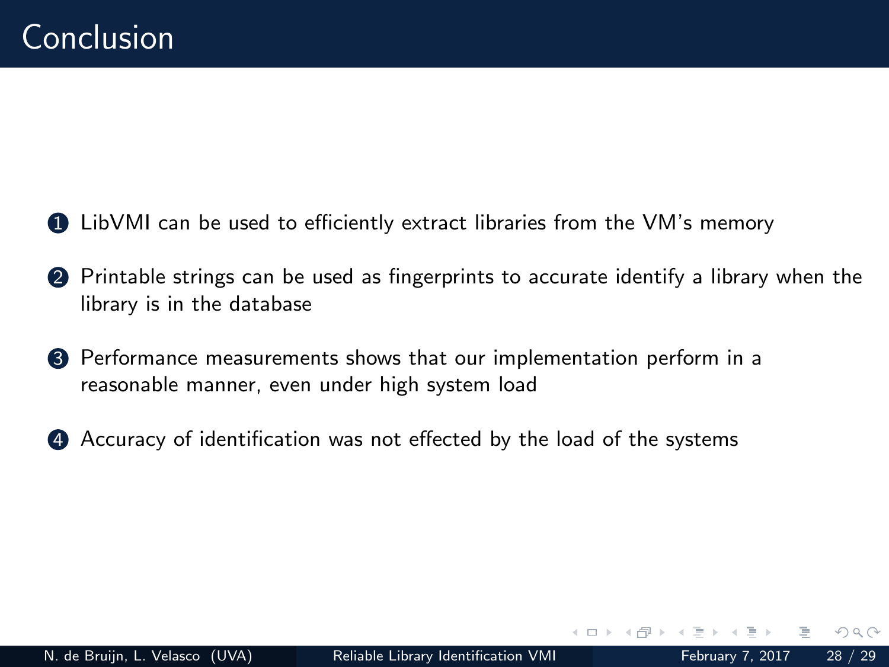# Conclusion

1. LibVMI can be used to efficiently extract libraries from the VM's memory
2. Printable strings can be used as fingerprints to accurate identify a library when the library is in the database
3. Performance measurements shows that our implementation perform in a reasonable manner, even under high system load
4. Accuracy of identification was not effected by the load of the systems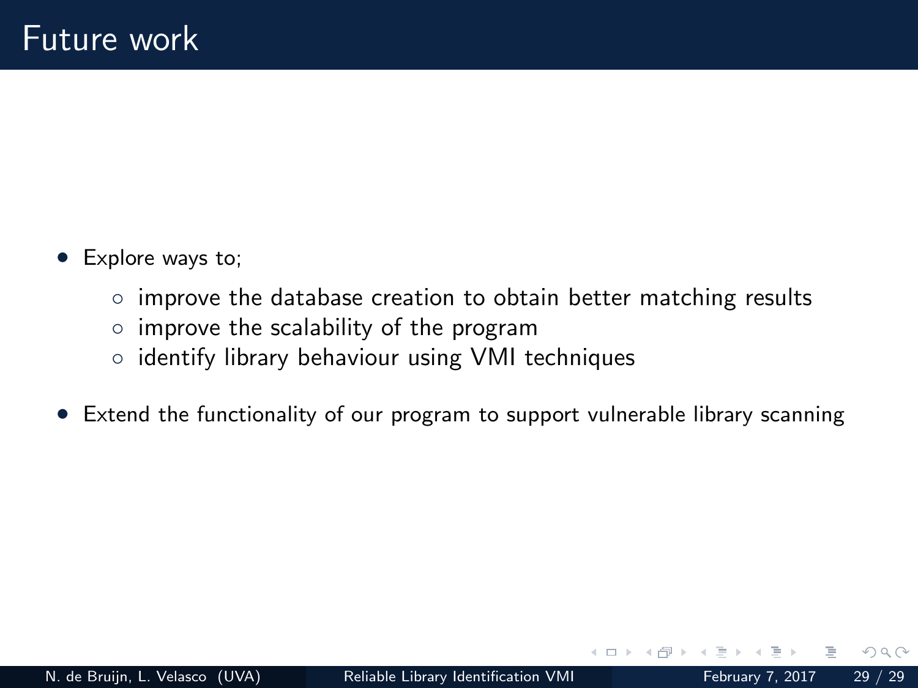# Future work

- Explore ways to;
  - improve the database creation to obtain better matching results
  - improve the scalability of the program
  - identify library behaviour using VMI techniques
- Extend the functionality of our program to support vulnerable library scanning